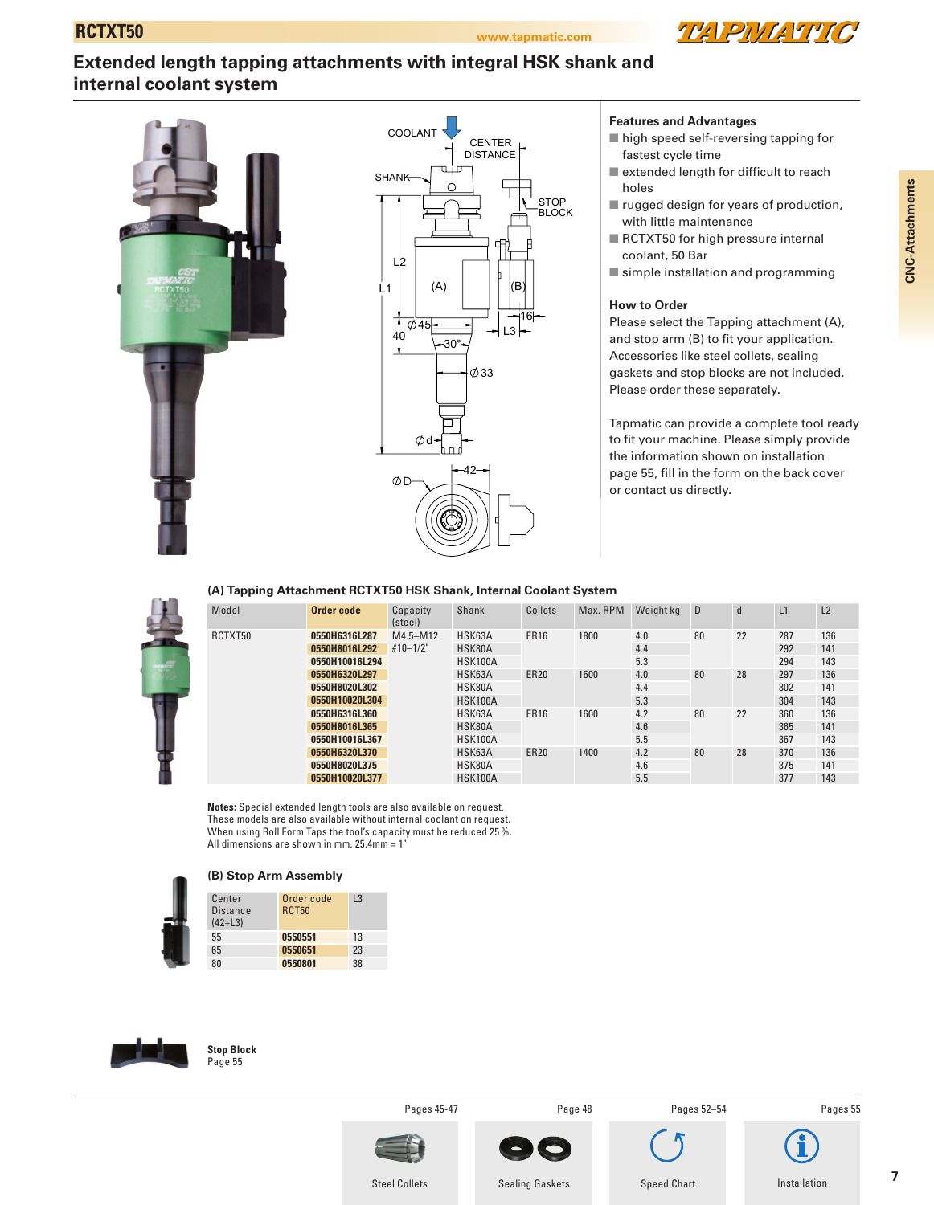# RCTXT50

## Extended length tapping attachments with integral HSK shank and internal coolant system

### Features and Advantages

- high speed self-reversing tapping for fastest cycle time
- extended length for difficult to reach holes
- rugged design for years of production, with little maintenance
- RCTXT50 for high pressure internal coolant, 50 Bar
- simple installation and programming

### How to Order

Please select the Tapping attachment (A), and stop arm (B) to fit your application. Accessories like steel collets, sealing gaskets and stop blocks are not included. Please order these separately.

Tapmatic can provide a complete tool ready to fit your machine. Please simply provide the information shown on installation page 55, fill in the form on the back cover or contact us directly.

### (A) Tapping Attachment RCTXT50 HSK Shank, Internal Coolant System

| Model | Order code | Capacity (steel) | Shank | Collets | Max. RPM | Weight kg | D | d | L1 | L2 |
|---|---|---|---|---|---|---|---|---|---|---|
| RCTXT50 | 0550H6316L287 | M4.5–M12 | HSK63A | ER16 | 1800 | 4.0 | 80 | 22 | 287 | 136 |
| | 0550H8016L292 | #10–1/2" | HSK80A | | | 4.4 | | | 292 | 141 |
| | 0550H10016L294 | | HSK100A | | | 5.3 | | | 294 | 143 |
| | 0550H6320L297 | | HSK63A | ER20 | 1600 | 4.0 | 80 | 28 | 297 | 136 |
| | 0550H8020L302 | | HSK80A | | | 4.4 | | | 302 | 141 |
| | 0550H10020L304 | | HSK100A | | | 5.3 | | | 304 | 143 |
| | 0550H6316L360 | | HSK63A | ER16 | 1600 | 4.2 | 80 | 22 | 360 | 136 |
| | 0550H8016L365 | | HSK80A | | | 4.6 | | | 365 | 141 |
| | 0550H10016L367 | | HSK100A | | | 5.5 | | | 367 | 143 |
| | 0550H6320L370 | | HSK63A | ER20 | 1400 | 4.2 | 80 | 28 | 370 | 136 |
| | 0550H8020L375 | | HSK80A | | | 4.6 | | | 375 | 141 |
| | 0550H10020L377 | | HSK100A | | | 5.5 | | | 377 | 143 |

**Notes:** Special extended length tools are also available on request.
These models are also available without internal coolant on request.
When using Roll Form Taps the tool's capacity must be reduced 25 %.
All dimensions are shown in mm. 25.4mm = 1"

### (B) Stop Arm Assembly

| Center Distance (42+L3) | Order code RCT50 | L3 |
|---|---|---|
| 55 | 0550551 | 13 |
| 65 | 0550651 | 23 |
| 80 | 0550801 | 38 |

**Stop Block**
Page 55

Pages 45-47 — Steel Collets
Page 48 — Sealing Gaskets
Pages 52–54 — Speed Chart
Pages 55 — Installation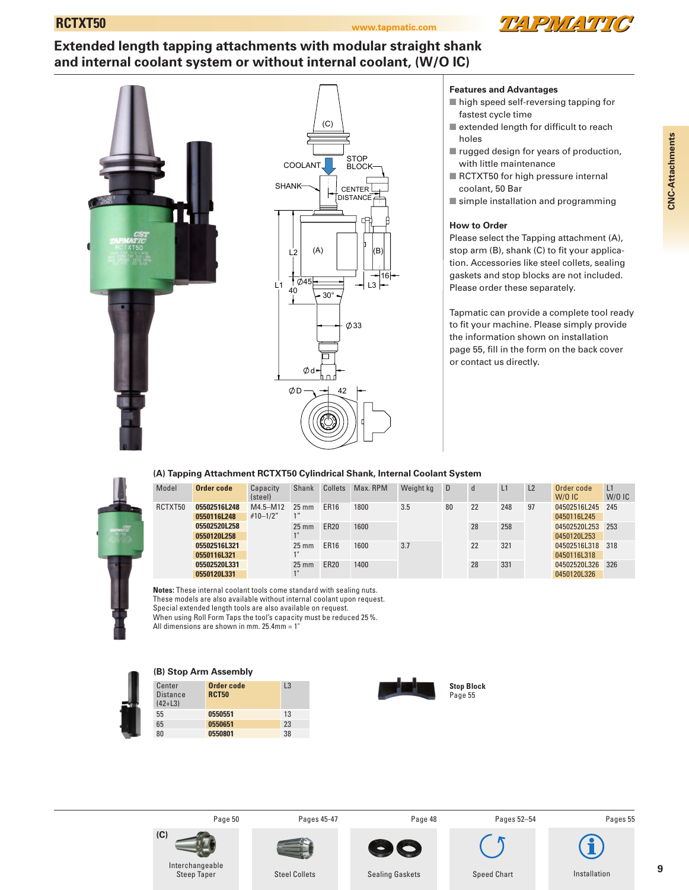# RCTXT50

## Extended length tapping attachments with modular straight shank and internal coolant system or without internal coolant, (W/O IC)

COOLANT
STOP BLOCK
SHANK
CENTER DISTANCE
(C)
(A)
(B)
L2
L1
L3
16
Ø45
40
30°
Ø33
Ød
ØD
42

### Features and Advantages

- high speed self-reversing tapping for fastest cycle time
- extended length for difficult to reach holes
- rugged design for years of production, with little maintenance
- RCTXT50 for high pressure internal coolant, 50 Bar
- simple installation and programming

### How to Order

Please select the Tapping attachment (A), stop arm (B), shank (C) to fit your application. Accessories like steel collets, sealing gaskets and stop blocks are not included. Please order these separately.

Tapmatic can provide a complete tool ready to fit your machine. Please simply provide the information shown on installation page 55, fill in the form on the back cover or contact us directly.

### (A) Tapping Attachment RCTXT50 Cylindrical Shank, Internal Coolant System

| Model | Order code | Capacity (steel) | Shank | Collets | Max. RPM | Weight kg | D | d | L1 | L2 | Order code W/O IC | L1 W/O IC |
|---|---|---|---|---|---|---|---|---|---|---|---|---|
| RCTXT50 | 05502516L248<br>0550116L248 | M4.5–M12<br>#10–1/2" | 25 mm<br>1" | ER16 | 1800 | 3.5 | 80 | 22 | 248 | 97 | 04502516L245<br>0450116L245 | 245 |
| | 05502520L258<br>0550120L258 | | 25 mm<br>1" | ER20 | 1600 | | | 28 | 258 | | 04502520L253<br>0450120L253 | 253 |
| | 05502516L321<br>0550116L321 | | 25 mm<br>1" | ER16 | 1600 | 3.7 | | 22 | 321 | | 04502516L318<br>0450116L318 | 318 |
| | 05502520L331<br>0550120L331 | | 25 mm<br>1" | ER20 | 1400 | | | 28 | 331 | | 04502520L326<br>0450120L326 | 326 |

**Notes:** These internal coolant tools come standard with sealing nuts.
These models are also available without internal coolant upon request.
Special extended length tools are also available on request.
When using Roll Form Taps the tool's capacity must be reduced 25 %.
All dimensions are shown in mm. 25.4mm = 1"

### (B) Stop Arm Assembly

| Center Distance (42+L3) | Order code RCT50 | L3 |
|---|---|---|
| 55 | 0550551 | 13 |
| 65 | 0550651 | 23 |
| 80 | 0550801 | 38 |

**Stop Block**
Page 55

| Page 50 | Pages 45-47 | Page 48 | Pages 52–54 | Pages 55 |
|---|---|---|---|---|
| (C) Interchangeable Steep Taper | Steel Collets | Sealing Gaskets | Speed Chart | Installation |